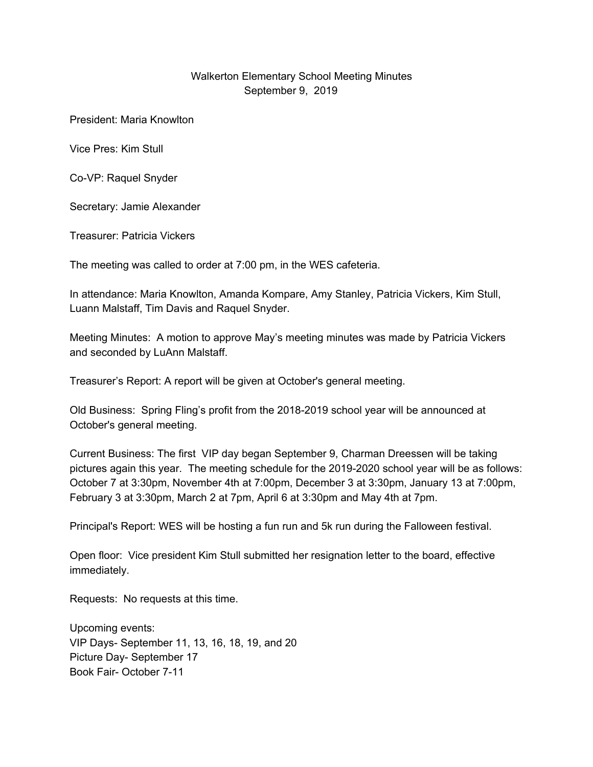# Walkerton Elementary School Meeting Minutes

September 9, 2019

President: Maria Knowlton

Vice Pres: Kim Stull

Co-VP: Raquel Snyder

Secretary: Jamie Alexander

Treasurer: Patricia Vickers

The meeting was called to order at 7:00 pm, in the WES cafeteria.

In attendance: Maria Knowlton, Amanda Kompare, Amy Stanley, Patricia Vickers, Kim Stull, Luann Malstaff, Tim Davis and Raquel Snyder.

Meeting Minutes: A motion to approve May's meeting minutes was made by Patricia Vickers and seconded by LuAnn Malstaff.

Treasurer's Report: A report will be given at October's general meeting.

Old Business: Spring Fling's profit from the 2018-2019 school year will be announced at October's general meeting.

Current Business: The first VIP day began September 9, Charman Dreessen will be taking pictures again this year. The meeting schedule for the 2019-2020 school year will be as follows: October 7 at 3:30pm, November 4th at 7:00pm, December 3 at 3:30pm, January 13 at 7:00pm, February 3 at 3:30pm, March 2 at 7pm, April 6 at 3:30pm and May 4th at 7pm.

Principal's Report: WES will be hosting a fun run and 5k run during the Falloween festival.

Open floor: Vice president Kim Stull submitted her resignation letter to the board, effective immediately.

Requests: No requests at this time.

Upcoming events:
VIP Days- September 11, 13, 16, 18, 19, and 20
Picture Day- September 17
Book Fair- October 7-11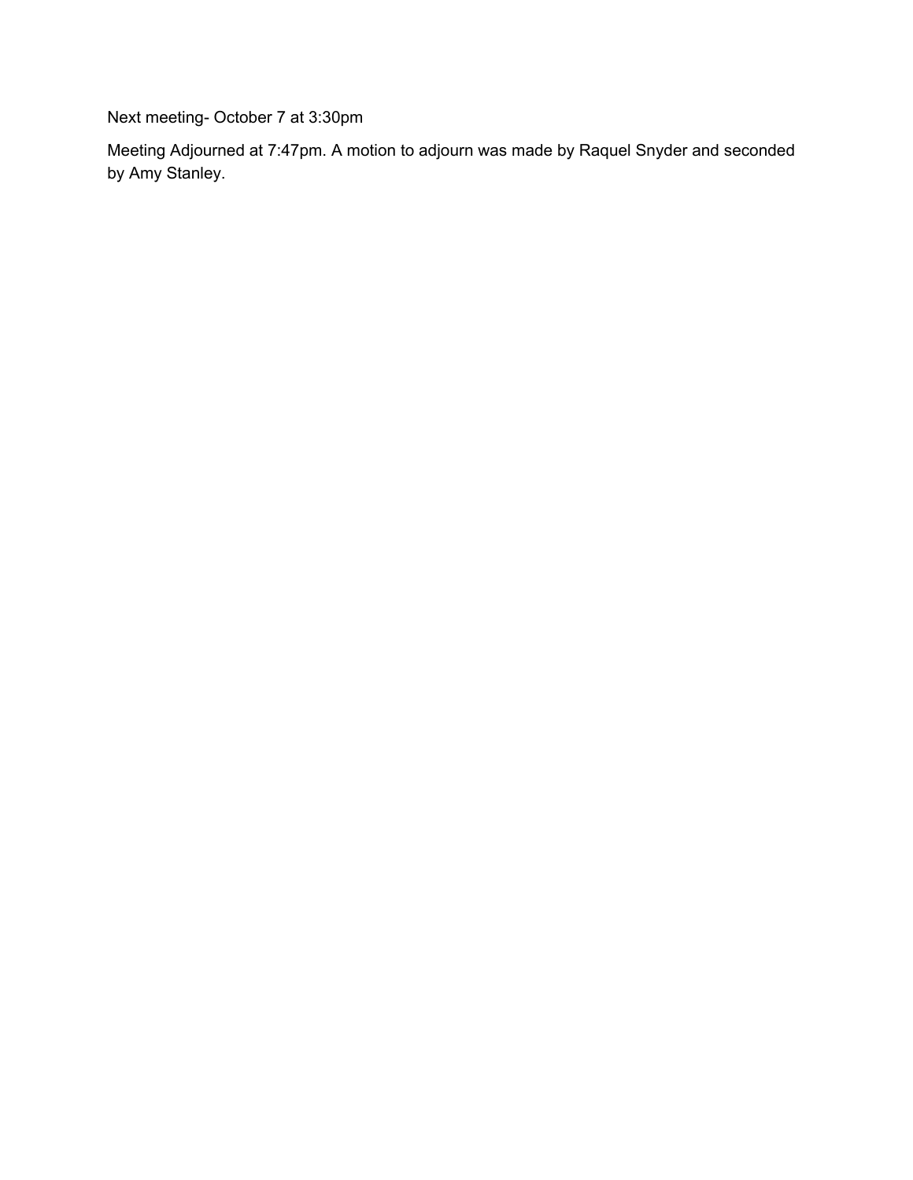Next meeting- October 7 at 3:30pm

Meeting Adjourned at 7:47pm. A motion to adjourn was made by Raquel Snyder and seconded by Amy Stanley.